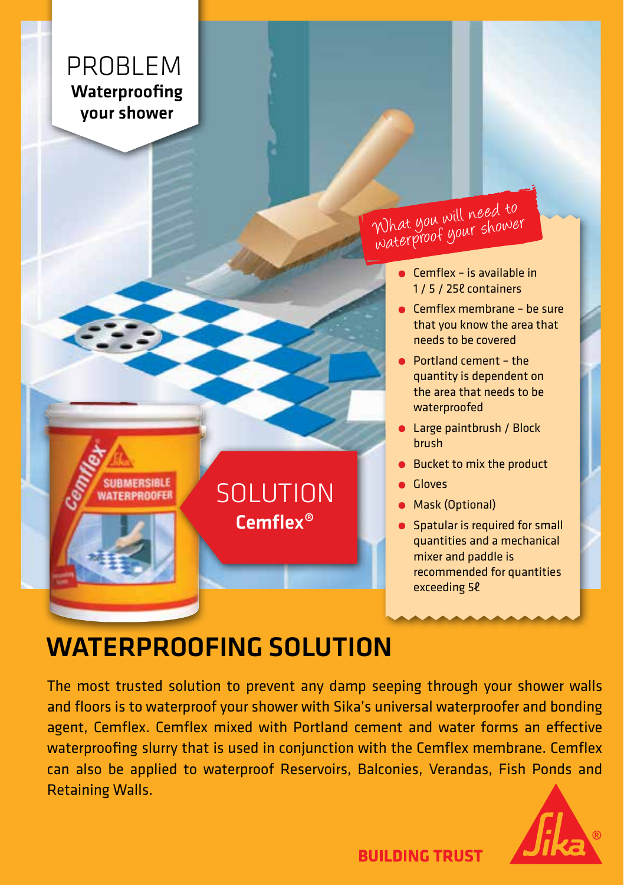# PROBLEM

**Waterproofing your shower**

*What you will need to waterproof your shower*

- Cemflex – is available in 1 / 5 / 25ℓ containers
- Cemflex membrane – be sure that you know the area that needs to be covered
- Portland cement – the quantity is dependent on the area that needs to be waterproofed
- Large paintbrush / Block brush
- Bucket to mix the product
- Gloves
- Mask (Optional)
- Spatular is required for small quantities and a mechanical mixer and paddle is recommended for quantities exceeding 5ℓ

# SOLUTION

**Cemflex®**

## WATERPROOFING SOLUTION

The most trusted solution to prevent any damp seeping through your shower walls and floors is to waterproof your shower with Sika's universal waterproofer and bonding agent, Cemflex. Cemflex mixed with Portland cement and water forms an effective waterproofing slurry that is used in conjunction with the Cemflex membrane. Cemflex can also be applied to waterproof Reservoirs, Balconies, Verandas, Fish Ponds and Retaining Walls.

**BUILDING TRUST**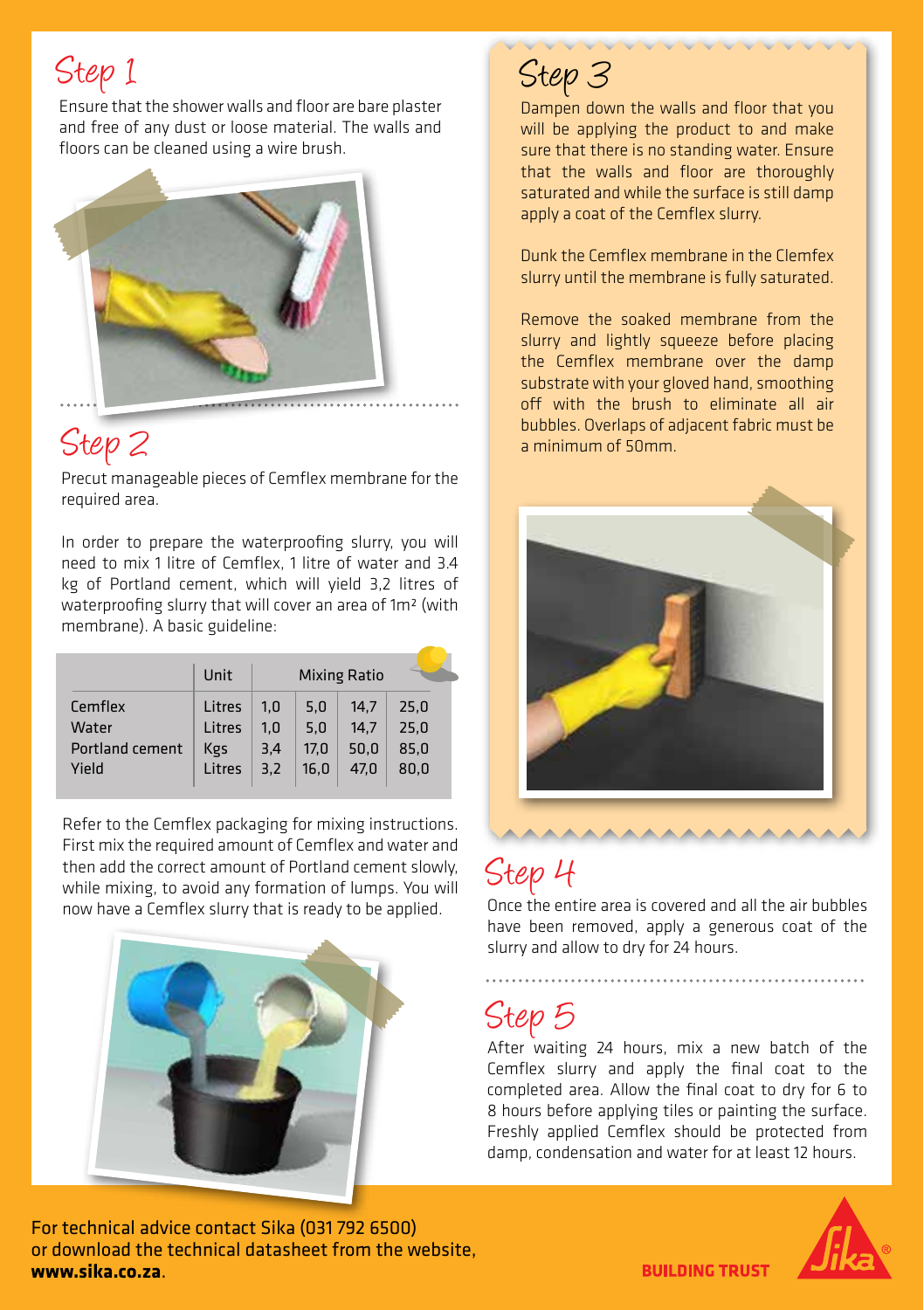## Step 1

Ensure that the shower walls and floor are bare plaster and free of any dust or loose material. The walls and floors can be cleaned using a wire brush.

## Step 2

Precut manageable pieces of Cemflex membrane for the required area.

In order to prepare the waterproofing slurry, you will need to mix 1 litre of Cemflex, 1 litre of water and 3.4 kg of Portland cement, which will yield 3,2 litres of waterproofing slurry that will cover an area of 1m² (with membrane). A basic guideline:

| | Unit | Mixing Ratio | | | |
|---|---|---|---|---|---|
| Cemflex | Litres | 1,0 | 5,0 | 14,7 | 25,0 |
| Water | Litres | 1,0 | 5,0 | 14,7 | 25,0 |
| Portland cement | Kgs | 3,4 | 17,0 | 50,0 | 85,0 |
| Yield | Litres | 3,2 | 16,0 | 47,0 | 80,0 |

Refer to the Cemflex packaging for mixing instructions. First mix the required amount of Cemflex and water and then add the correct amount of Portland cement slowly, while mixing, to avoid any formation of lumps. You will now have a Cemflex slurry that is ready to be applied.

## Step 3

Dampen down the walls and floor that you will be applying the product to and make sure that there is no standing water. Ensure that the walls and floor are thoroughly saturated and while the surface is still damp apply a coat of the Cemflex slurry.

Dunk the Cemflex membrane in the Clemfex slurry until the membrane is fully saturated.

Remove the soaked membrane from the slurry and lightly squeeze before placing the Cemflex membrane over the damp substrate with your gloved hand, smoothing off with the brush to eliminate all air bubbles. Overlaps of adjacent fabric must be a minimum of 50mm.

## Step 4

Once the entire area is covered and all the air bubbles have been removed, apply a generous coat of the slurry and allow to dry for 24 hours.

## Step 5

After waiting 24 hours, mix a new batch of the Cemflex slurry and apply the final coat to the completed area. Allow the final coat to dry for 6 to 8 hours before applying tiles or painting the surface. Freshly applied Cemflex should be protected from damp, condensation and water for at least 12 hours.

For technical advice contact Sika (031 792 6500) or download the technical datasheet from the website, **www.sika.co.za**.

BUILDING TRUST

Sika®